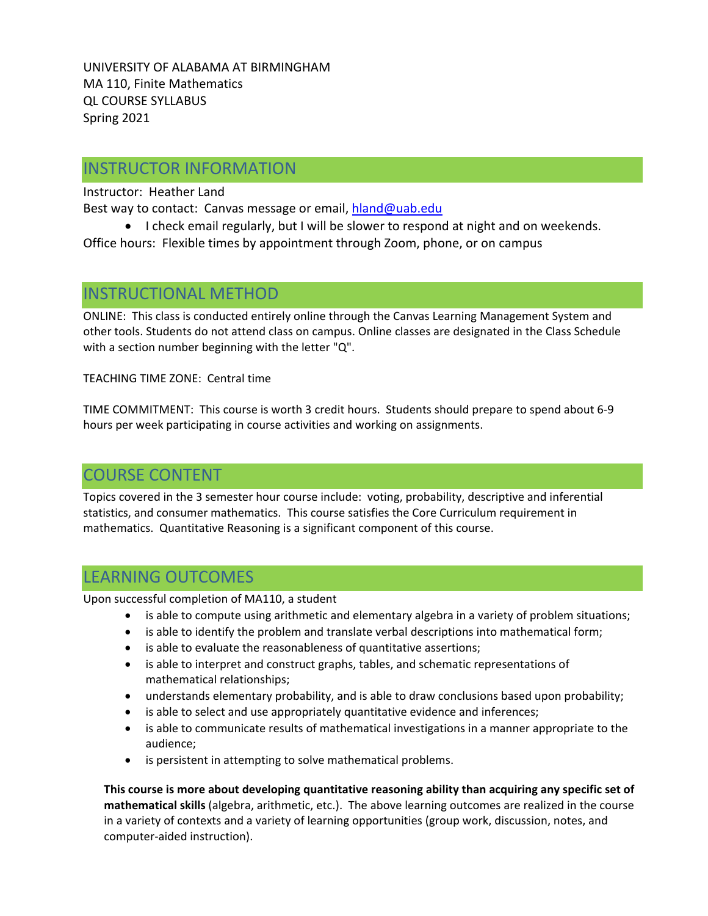UNIVERSITY OF ALABAMA AT BIRMINGHAM
MA 110, Finite Mathematics
QL COURSE SYLLABUS
Spring 2021

## INSTRUCTOR INFORMATION

Instructor: Heather Land
Best way to contact: Canvas message or email, hland@uab.edu

- I check email regularly, but I will be slower to respond at night and on weekends.

Office hours: Flexible times by appointment through Zoom, phone, or on campus

## INSTRUCTIONAL METHOD

ONLINE: This class is conducted entirely online through the Canvas Learning Management System and other tools. Students do not attend class on campus. Online classes are designated in the Class Schedule with a section number beginning with the letter "Q".

TEACHING TIME ZONE: Central time

TIME COMMITMENT: This course is worth 3 credit hours. Students should prepare to spend about 6-9 hours per week participating in course activities and working on assignments.

## COURSE CONTENT

Topics covered in the 3 semester hour course include: voting, probability, descriptive and inferential statistics, and consumer mathematics. This course satisfies the Core Curriculum requirement in mathematics. Quantitative Reasoning is a significant component of this course.

## LEARNING OUTCOMES

Upon successful completion of MA110, a student

- is able to compute using arithmetic and elementary algebra in a variety of problem situations;
- is able to identify the problem and translate verbal descriptions into mathematical form;
- is able to evaluate the reasonableness of quantitative assertions;
- is able to interpret and construct graphs, tables, and schematic representations of mathematical relationships;
- understands elementary probability, and is able to draw conclusions based upon probability;
- is able to select and use appropriately quantitative evidence and inferences;
- is able to communicate results of mathematical investigations in a manner appropriate to the audience;
- is persistent in attempting to solve mathematical problems.

**This course is more about developing quantitative reasoning ability than acquiring any specific set of mathematical skills** (algebra, arithmetic, etc.). The above learning outcomes are realized in the course in a variety of contexts and a variety of learning opportunities (group work, discussion, notes, and computer-aided instruction).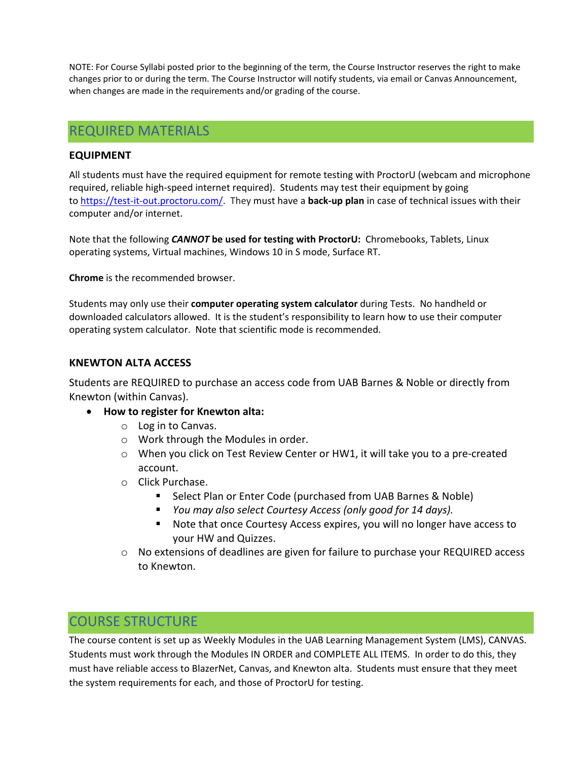NOTE: For Course Syllabi posted prior to the beginning of the term, the Course Instructor reserves the right to make changes prior to or during the term. The Course Instructor will notify students, via email or Canvas Announcement, when changes are made in the requirements and/or grading of the course.

## REQUIRED MATERIALS

### EQUIPMENT

All students must have the required equipment for remote testing with ProctorU (webcam and microphone required, reliable high-speed internet required). Students may test their equipment by going to [https://test-it-out.proctoru.com/](https://test-it-out.proctoru.com/). They must have a **back-up plan** in case of technical issues with their computer and/or internet.

Note that the following ***CANNOT*** **be used for testing with ProctorU:** Chromebooks, Tablets, Linux operating systems, Virtual machines, Windows 10 in S mode, Surface RT.

**Chrome** is the recommended browser.

Students may only use their **computer operating system calculator** during Tests. No handheld or downloaded calculators allowed. It is the student's responsibility to learn how to use their computer operating system calculator. Note that scientific mode is recommended.

### KNEWTON ALTA ACCESS

Students are REQUIRED to purchase an access code from UAB Barnes & Noble or directly from Knewton (within Canvas).

- **How to register for Knewton alta:**
  - Log in to Canvas.
  - Work through the Modules in order.
  - When you click on Test Review Center or HW1, it will take you to a pre-created account.
  - Click Purchase.
    - Select Plan or Enter Code (purchased from UAB Barnes & Noble)
    - *You may also select Courtesy Access (only good for 14 days).*
    - Note that once Courtesy Access expires, you will no longer have access to your HW and Quizzes.
  - No extensions of deadlines are given for failure to purchase your REQUIRED access to Knewton.

## COURSE STRUCTURE

The course content is set up as Weekly Modules in the UAB Learning Management System (LMS), CANVAS. Students must work through the Modules IN ORDER and COMPLETE ALL ITEMS. In order to do this, they must have reliable access to BlazerNet, Canvas, and Knewton alta. Students must ensure that they meet the system requirements for each, and those of ProctorU for testing.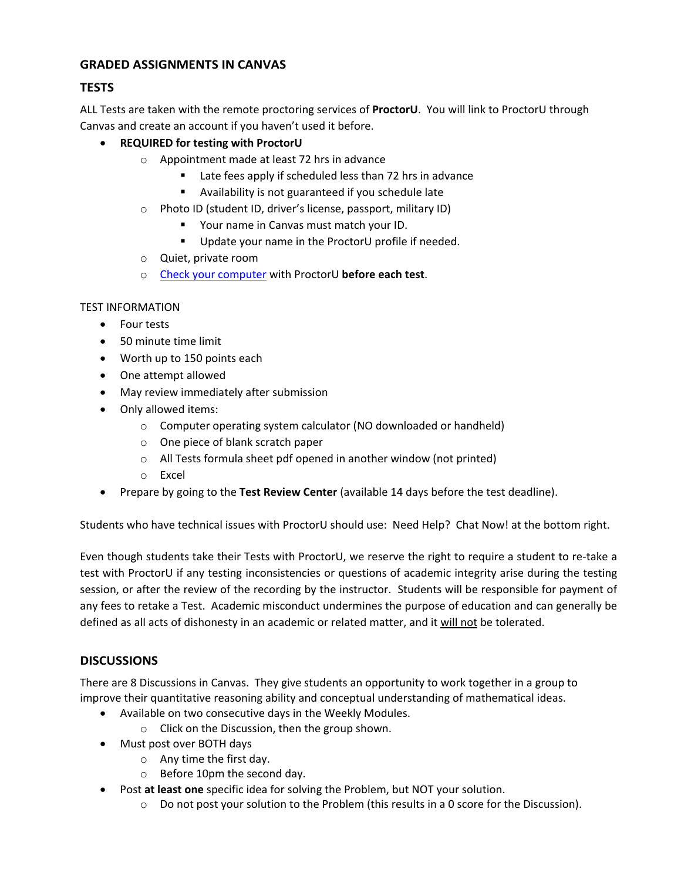## GRADED ASSIGNMENTS IN CANVAS

### TESTS

ALL Tests are taken with the remote proctoring services of **ProctorU**. You will link to ProctorU through Canvas and create an account if you haven't used it before.

- **REQUIRED for testing with ProctorU**
  - Appointment made at least 72 hrs in advance
    - Late fees apply if scheduled less than 72 hrs in advance
    - Availability is not guaranteed if you schedule late
  - Photo ID (student ID, driver's license, passport, military ID)
    - Your name in Canvas must match your ID.
    - Update your name in the ProctorU profile if needed.
  - Quiet, private room
  - Check your computer with ProctorU **before each test**.

TEST INFORMATION

- Four tests
- 50 minute time limit
- Worth up to 150 points each
- One attempt allowed
- May review immediately after submission
- Only allowed items:
  - Computer operating system calculator (NO downloaded or handheld)
  - One piece of blank scratch paper
  - All Tests formula sheet pdf opened in another window (not printed)
  - Excel
- Prepare by going to the **Test Review Center** (available 14 days before the test deadline).

Students who have technical issues with ProctorU should use: Need Help? Chat Now! at the bottom right.

Even though students take their Tests with ProctorU, we reserve the right to require a student to re-take a test with ProctorU if any testing inconsistencies or questions of academic integrity arise during the testing session, or after the review of the recording by the instructor. Students will be responsible for payment of any fees to retake a Test. Academic misconduct undermines the purpose of education and can generally be defined as all acts of dishonesty in an academic or related matter, and it <u>will not</u> be tolerated.

### DISCUSSIONS

There are 8 Discussions in Canvas. They give students an opportunity to work together in a group to improve their quantitative reasoning ability and conceptual understanding of mathematical ideas.

- Available on two consecutive days in the Weekly Modules.
  - Click on the Discussion, then the group shown.
- Must post over BOTH days
  - Any time the first day.
  - Before 10pm the second day.
- Post **at least one** specific idea for solving the Problem, but NOT your solution.
  - Do not post your solution to the Problem (this results in a 0 score for the Discussion).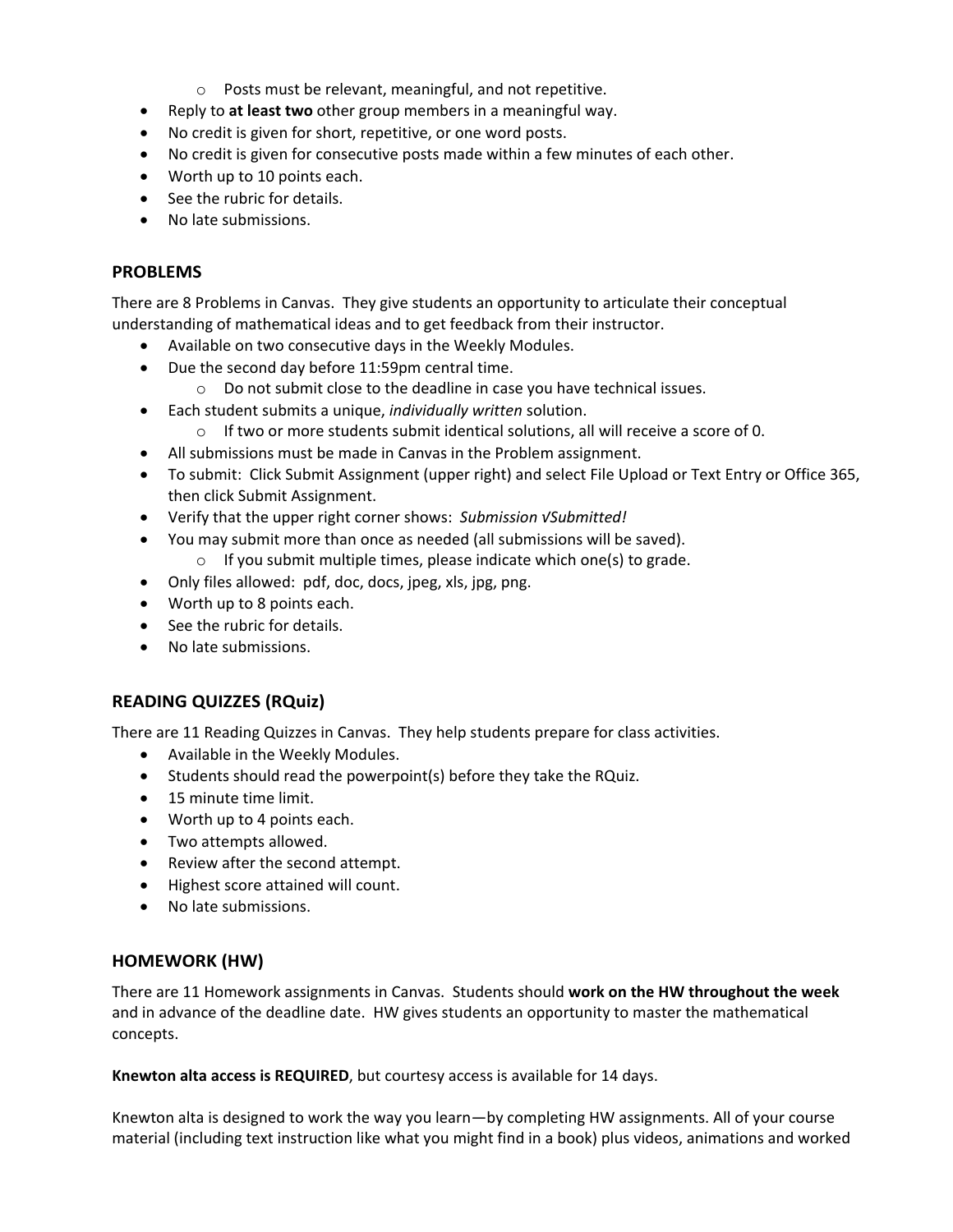- Posts must be relevant, meaningful, and not repetitive.
- Reply to **at least two** other group members in a meaningful way.
- No credit is given for short, repetitive, or one word posts.
- No credit is given for consecutive posts made within a few minutes of each other.
- Worth up to 10 points each.
- See the rubric for details.
- No late submissions.

### PROBLEMS

There are 8 Problems in Canvas. They give students an opportunity to articulate their conceptual understanding of mathematical ideas and to get feedback from their instructor.

- Available on two consecutive days in the Weekly Modules.
- Due the second day before 11:59pm central time.
    - Do not submit close to the deadline in case you have technical issues.
- Each student submits a unique, *individually written* solution.
    - If two or more students submit identical solutions, all will receive a score of 0.
- All submissions must be made in Canvas in the Problem assignment.
- To submit: Click Submit Assignment (upper right) and select File Upload or Text Entry or Office 365, then click Submit Assignment.
- Verify that the upper right corner shows: *Submission √Submitted!*
- You may submit more than once as needed (all submissions will be saved).
    - If you submit multiple times, please indicate which one(s) to grade.
- Only files allowed: pdf, doc, docs, jpeg, xls, jpg, png.
- Worth up to 8 points each.
- See the rubric for details.
- No late submissions.

### READING QUIZZES (RQuiz)

There are 11 Reading Quizzes in Canvas. They help students prepare for class activities.

- Available in the Weekly Modules.
- Students should read the powerpoint(s) before they take the RQuiz.
- 15 minute time limit.
- Worth up to 4 points each.
- Two attempts allowed.
- Review after the second attempt.
- Highest score attained will count.
- No late submissions.

### HOMEWORK (HW)

There are 11 Homework assignments in Canvas. Students should **work on the HW throughout the week** and in advance of the deadline date. HW gives students an opportunity to master the mathematical concepts.

**Knewton alta access is REQUIRED**, but courtesy access is available for 14 days.

Knewton alta is designed to work the way you learn—by completing HW assignments. All of your course material (including text instruction like what you might find in a book) plus videos, animations and worked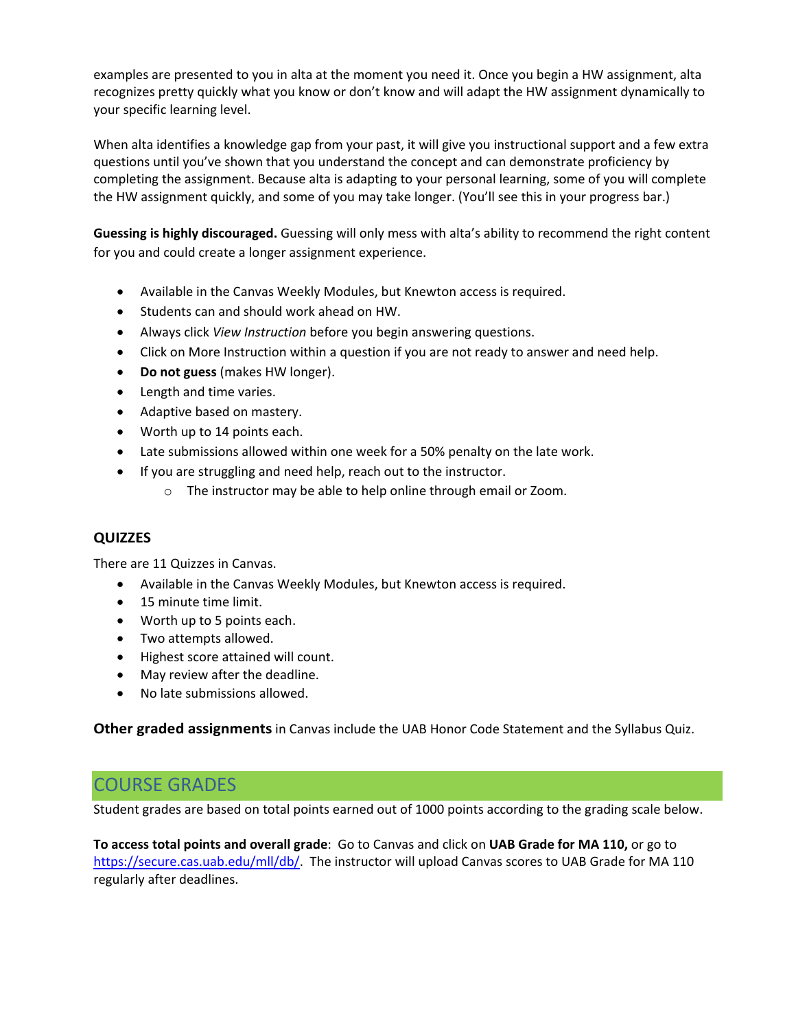examples are presented to you in alta at the moment you need it. Once you begin a HW assignment, alta recognizes pretty quickly what you know or don't know and will adapt the HW assignment dynamically to your specific learning level.

When alta identifies a knowledge gap from your past, it will give you instructional support and a few extra questions until you've shown that you understand the concept and can demonstrate proficiency by completing the assignment. Because alta is adapting to your personal learning, some of you will complete the HW assignment quickly, and some of you may take longer. (You'll see this in your progress bar.)

**Guessing is highly discouraged.** Guessing will only mess with alta's ability to recommend the right content for you and could create a longer assignment experience.

- Available in the Canvas Weekly Modules, but Knewton access is required.
- Students can and should work ahead on HW.
- Always click *View Instruction* before you begin answering questions.
- Click on More Instruction within a question if you are not ready to answer and need help.
- **Do not guess** (makes HW longer).
- Length and time varies.
- Adaptive based on mastery.
- Worth up to 14 points each.
- Late submissions allowed within one week for a 50% penalty on the late work.
- If you are struggling and need help, reach out to the instructor.
    - The instructor may be able to help online through email or Zoom.

### QUIZZES

There are 11 Quizzes in Canvas.

- Available in the Canvas Weekly Modules, but Knewton access is required.
- 15 minute time limit.
- Worth up to 5 points each.
- Two attempts allowed.
- Highest score attained will count.
- May review after the deadline.
- No late submissions allowed.

**Other graded assignments** in Canvas include the UAB Honor Code Statement and the Syllabus Quiz.

## COURSE GRADES

Student grades are based on total points earned out of 1000 points according to the grading scale below.

**To access total points and overall grade**: Go to Canvas and click on **UAB Grade for MA 110,** or go to https://secure.cas.uab.edu/mll/db/. The instructor will upload Canvas scores to UAB Grade for MA 110 regularly after deadlines.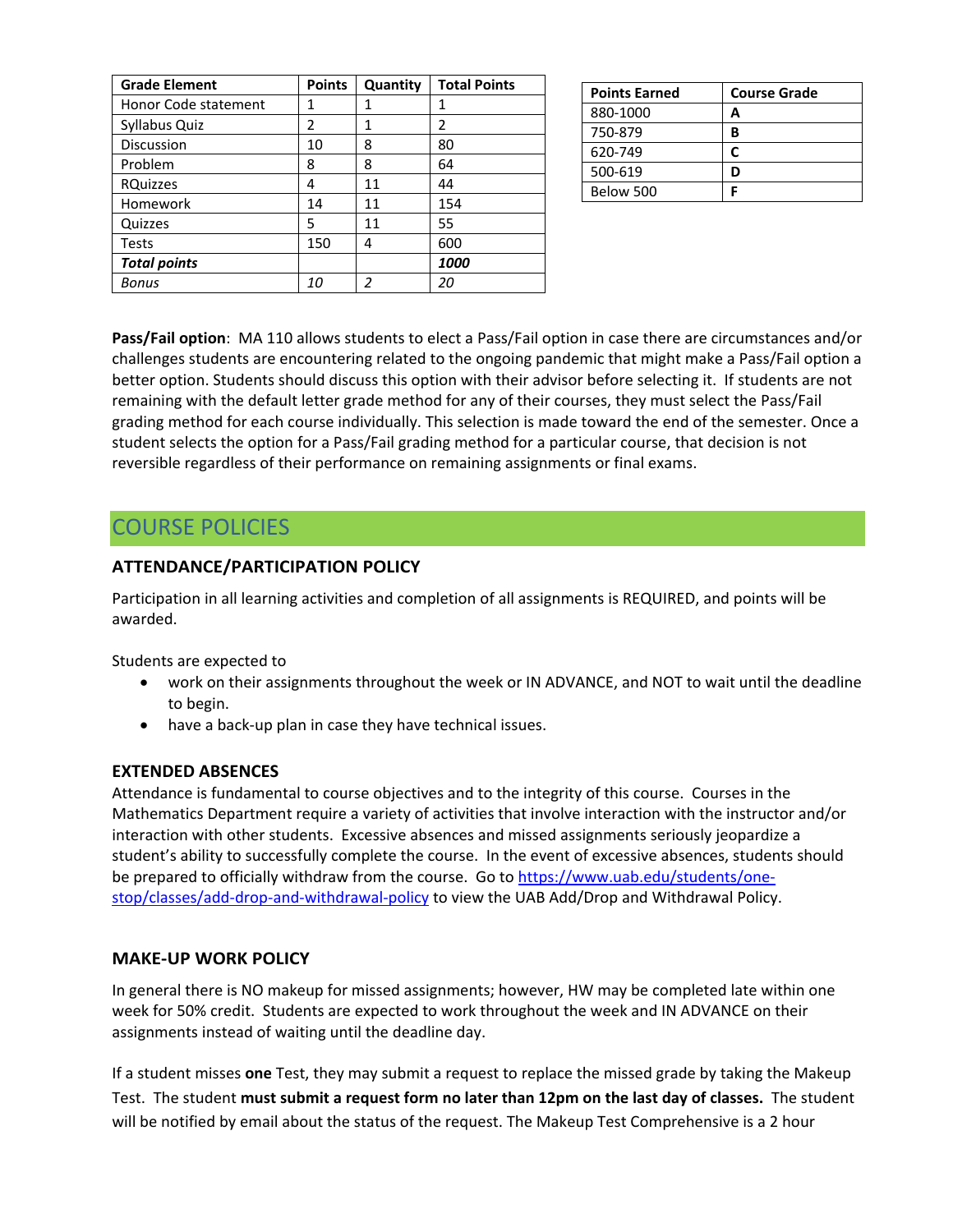| Grade Element | Points | Quantity | Total Points |
|---|---|---|---|
| Honor Code statement | 1 | 1 | 1 |
| Syllabus Quiz | 2 | 1 | 2 |
| Discussion | 10 | 8 | 80 |
| Problem | 8 | 8 | 64 |
| RQuizzes | 4 | 11 | 44 |
| Homework | 14 | 11 | 154 |
| Quizzes | 5 | 11 | 55 |
| Tests | 150 | 4 | 600 |
| ***Total points*** | | | ***1000*** |
| *Bonus* | *10* | *2* | *20* |

| Points Earned | Course Grade |
|---|---|
| 880-1000 | **A** |
| 750-879 | **B** |
| 620-749 | **C** |
| 500-619 | **D** |
| Below 500 | **F** |

**Pass/Fail option**: MA 110 allows students to elect a Pass/Fail option in case there are circumstances and/or challenges students are encountering related to the ongoing pandemic that might make a Pass/Fail option a better option. Students should discuss this option with their advisor before selecting it. If students are not remaining with the default letter grade method for any of their courses, they must select the Pass/Fail grading method for each course individually. This selection is made toward the end of the semester. Once a student selects the option for a Pass/Fail grading method for a particular course, that decision is not reversible regardless of their performance on remaining assignments or final exams.

## COURSE POLICIES

### ATTENDANCE/PARTICIPATION POLICY

Participation in all learning activities and completion of all assignments is REQUIRED, and points will be awarded.

Students are expected to

- work on their assignments throughout the week or IN ADVANCE, and NOT to wait until the deadline to begin.
- have a back-up plan in case they have technical issues.

### EXTENDED ABSENCES

Attendance is fundamental to course objectives and to the integrity of this course. Courses in the Mathematics Department require a variety of activities that involve interaction with the instructor and/or interaction with other students. Excessive absences and missed assignments seriously jeopardize a student's ability to successfully complete the course. In the event of excessive absences, students should be prepared to officially withdraw from the course. Go to https://www.uab.edu/students/one-stop/classes/add-drop-and-withdrawal-policy to view the UAB Add/Drop and Withdrawal Policy.

### MAKE-UP WORK POLICY

In general there is NO makeup for missed assignments; however, HW may be completed late within one week for 50% credit. Students are expected to work throughout the week and IN ADVANCE on their assignments instead of waiting until the deadline day.

If a student misses **one** Test, they may submit a request to replace the missed grade by taking the Makeup Test. The student **must submit a request form no later than 12pm on the last day of classes.** The student will be notified by email about the status of the request. The Makeup Test Comprehensive is a 2 hour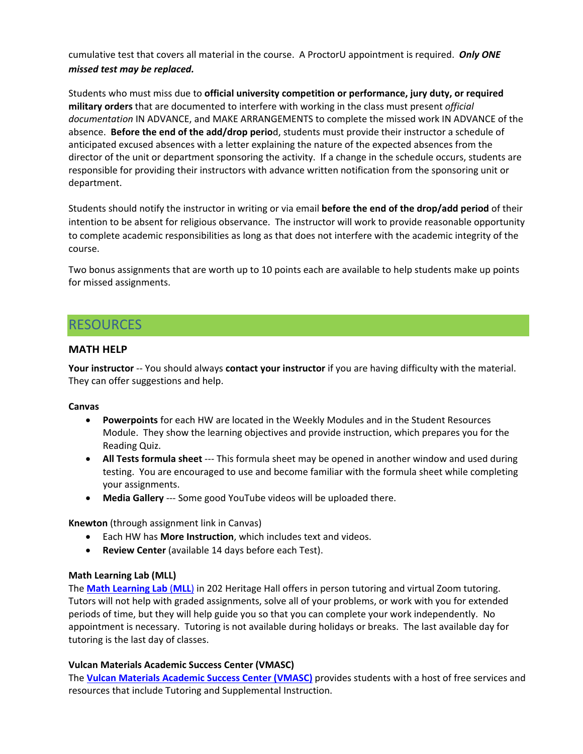cumulative test that covers all material in the course. A ProctorU appointment is required. ***Only ONE missed test may be replaced.***

Students who must miss due to **official university competition or performance, jury duty, or required military orders** that are documented to interfere with working in the class must present *official documentation* IN ADVANCE, and MAKE ARRANGEMENTS to complete the missed work IN ADVANCE of the absence. **Before the end of the add/drop perio**d, students must provide their instructor a schedule of anticipated excused absences with a letter explaining the nature of the expected absences from the director of the unit or department sponsoring the activity. If a change in the schedule occurs, students are responsible for providing their instructors with advance written notification from the sponsoring unit or department.

Students should notify the instructor in writing or via email **before the end of the drop/add period** of their intention to be absent for religious observance. The instructor will work to provide reasonable opportunity to complete academic responsibilities as long as that does not interfere with the academic integrity of the course.

Two bonus assignments that are worth up to 10 points each are available to help students make up points for missed assignments.

## RESOURCES

### MATH HELP

**Your instructor** -- You should always **contact your instructor** if you are having difficulty with the material. They can offer suggestions and help.

**Canvas**

- **Powerpoints** for each HW are located in the Weekly Modules and in the Student Resources Module. They show the learning objectives and provide instruction, which prepares you for the Reading Quiz.
- **All Tests formula sheet** --- This formula sheet may be opened in another window and used during testing. You are encouraged to use and become familiar with the formula sheet while completing your assignments.
- **Media Gallery** --- Some good YouTube videos will be uploaded there.

**Knewton** (through assignment link in Canvas)

- Each HW has **More Instruction**, which includes text and videos.
- **Review Center** (available 14 days before each Test).

**Math Learning Lab (MLL)**

The **Math Learning Lab (MLL)** in 202 Heritage Hall offers in person tutoring and virtual Zoom tutoring. Tutors will not help with graded assignments, solve all of your problems, or work with you for extended periods of time, but they will help guide you so that you can complete your work independently. No appointment is necessary. Tutoring is not available during holidays or breaks. The last available day for tutoring is the last day of classes.

**Vulcan Materials Academic Success Center (VMASC)**

The **Vulcan Materials Academic Success Center (VMASC)** provides students with a host of free services and resources that include Tutoring and Supplemental Instruction.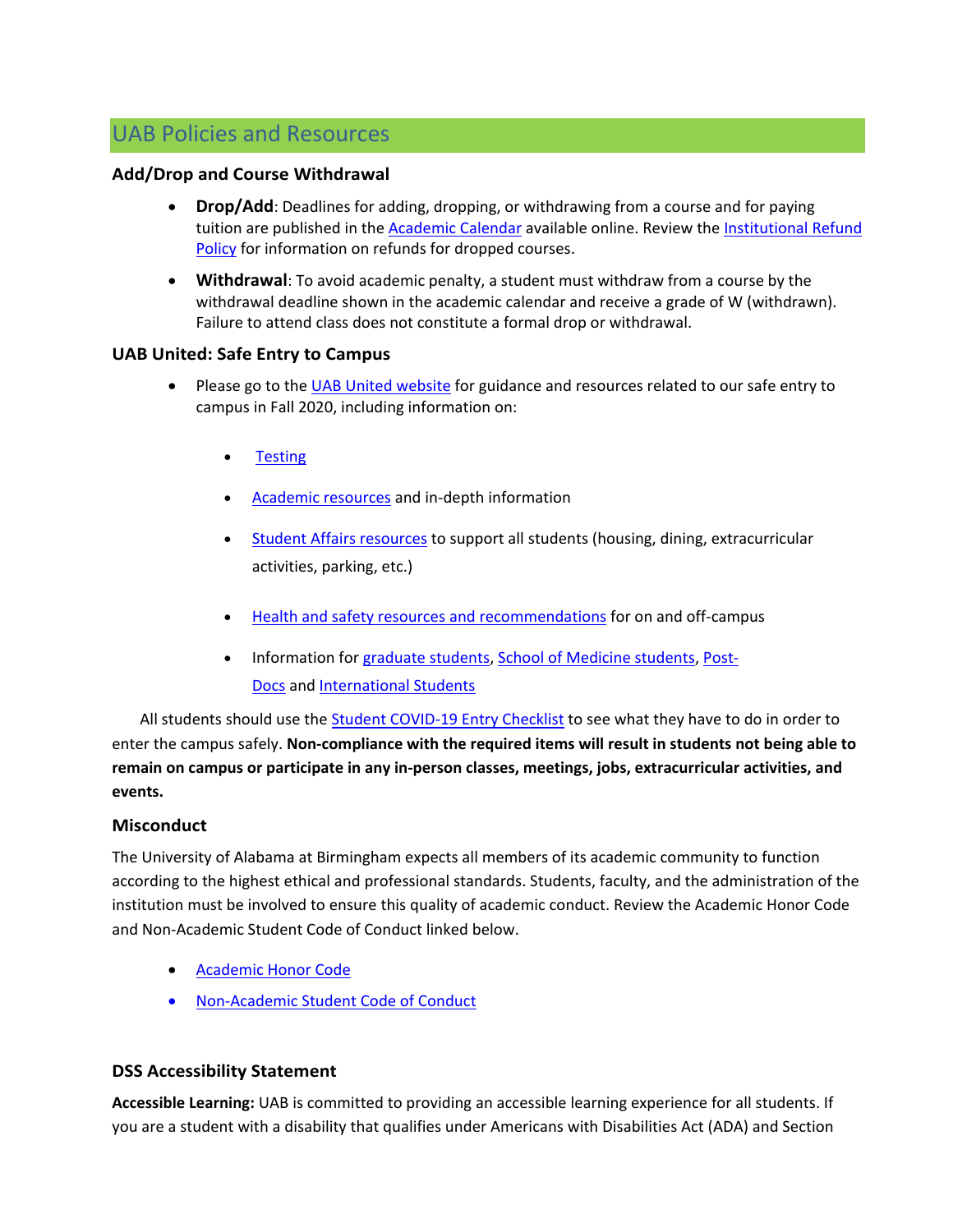## UAB Policies and Resources

### Add/Drop and Course Withdrawal

- **Drop/Add**: Deadlines for adding, dropping, or withdrawing from a course and for paying tuition are published in the Academic Calendar available online. Review the Institutional Refund Policy for information on refunds for dropped courses.
- **Withdrawal**: To avoid academic penalty, a student must withdraw from a course by the withdrawal deadline shown in the academic calendar and receive a grade of W (withdrawn). Failure to attend class does not constitute a formal drop or withdrawal.

### UAB United: Safe Entry to Campus

- Please go to the UAB United website for guidance and resources related to our safe entry to campus in Fall 2020, including information on:
  - Testing
  - Academic resources and in-depth information
  - Student Affairs resources to support all students (housing, dining, extracurricular activities, parking, etc.)
  - Health and safety resources and recommendations for on and off-campus
  - Information for graduate students, School of Medicine students, Post-Docs and International Students

All students should use the Student COVID-19 Entry Checklist to see what they have to do in order to enter the campus safely. **Non-compliance with the required items will result in students not being able to remain on campus or participate in any in-person classes, meetings, jobs, extracurricular activities, and events.**

### Misconduct

The University of Alabama at Birmingham expects all members of its academic community to function according to the highest ethical and professional standards. Students, faculty, and the administration of the institution must be involved to ensure this quality of academic conduct. Review the Academic Honor Code and Non-Academic Student Code of Conduct linked below.

- Academic Honor Code
- Non-Academic Student Code of Conduct

### DSS Accessibility Statement

**Accessible Learning:** UAB is committed to providing an accessible learning experience for all students. If you are a student with a disability that qualifies under Americans with Disabilities Act (ADA) and Section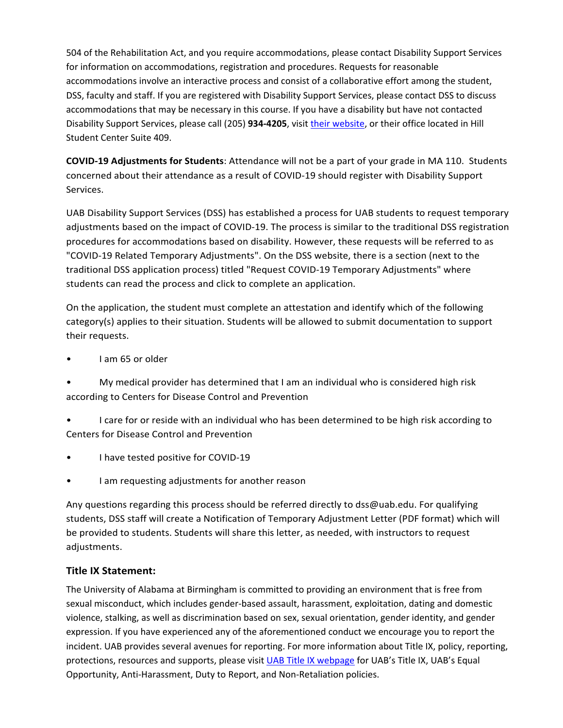504 of the Rehabilitation Act, and you require accommodations, please contact Disability Support Services for information on accommodations, registration and procedures. Requests for reasonable accommodations involve an interactive process and consist of a collaborative effort among the student, DSS, faculty and staff. If you are registered with Disability Support Services, please contact DSS to discuss accommodations that may be necessary in this course. If you have a disability but have not contacted Disability Support Services, please call (205) **934-4205**, visit their website, or their office located in Hill Student Center Suite 409.

**COVID-19 Adjustments for Students**: Attendance will not be a part of your grade in MA 110. Students concerned about their attendance as a result of COVID-19 should register with Disability Support Services.

UAB Disability Support Services (DSS) has established a process for UAB students to request temporary adjustments based on the impact of COVID-19. The process is similar to the traditional DSS registration procedures for accommodations based on disability. However, these requests will be referred to as "COVID-19 Related Temporary Adjustments". On the DSS website, there is a section (next to the traditional DSS application process) titled "Request COVID-19 Temporary Adjustments" where students can read the process and click to complete an application.

On the application, the student must complete an attestation and identify which of the following category(s) applies to their situation. Students will be allowed to submit documentation to support their requests.

- I am 65 or older
- My medical provider has determined that I am an individual who is considered high risk according to Centers for Disease Control and Prevention
- I care for or reside with an individual who has been determined to be high risk according to Centers for Disease Control and Prevention
- I have tested positive for COVID-19
- I am requesting adjustments for another reason

Any questions regarding this process should be referred directly to dss@uab.edu. For qualifying students, DSS staff will create a Notification of Temporary Adjustment Letter (PDF format) which will be provided to students. Students will share this letter, as needed, with instructors to request adjustments.

### Title IX Statement:

The University of Alabama at Birmingham is committed to providing an environment that is free from sexual misconduct, which includes gender-based assault, harassment, exploitation, dating and domestic violence, stalking, as well as discrimination based on sex, sexual orientation, gender identity, and gender expression. If you have experienced any of the aforementioned conduct we encourage you to report the incident. UAB provides several avenues for reporting. For more information about Title IX, policy, reporting, protections, resources and supports, please visit UAB Title IX webpage for UAB's Title IX, UAB's Equal Opportunity, Anti-Harassment, Duty to Report, and Non-Retaliation policies.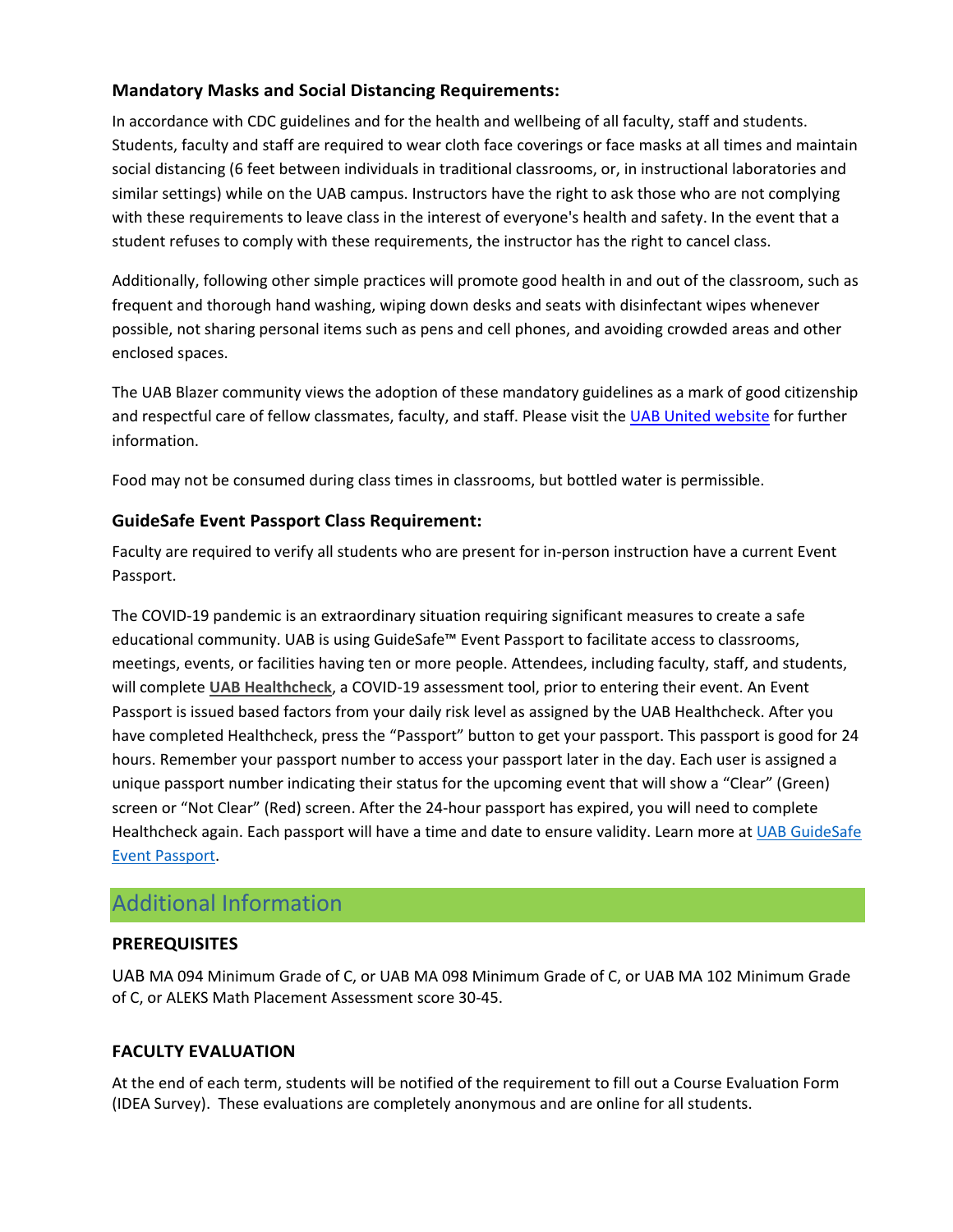### Mandatory Masks and Social Distancing Requirements:

In accordance with CDC guidelines and for the health and wellbeing of all faculty, staff and students. Students, faculty and staff are required to wear cloth face coverings or face masks at all times and maintain social distancing (6 feet between individuals in traditional classrooms, or, in instructional laboratories and similar settings) while on the UAB campus. Instructors have the right to ask those who are not complying with these requirements to leave class in the interest of everyone's health and safety. In the event that a student refuses to comply with these requirements, the instructor has the right to cancel class.

Additionally, following other simple practices will promote good health in and out of the classroom, such as frequent and thorough hand washing, wiping down desks and seats with disinfectant wipes whenever possible, not sharing personal items such as pens and cell phones, and avoiding crowded areas and other enclosed spaces.

The UAB Blazer community views the adoption of these mandatory guidelines as a mark of good citizenship and respectful care of fellow classmates, faculty, and staff. Please visit the UAB United website for further information.

Food may not be consumed during class times in classrooms, but bottled water is permissible.

### GuideSafe Event Passport Class Requirement:

Faculty are required to verify all students who are present for in-person instruction have a current Event Passport.

The COVID-19 pandemic is an extraordinary situation requiring significant measures to create a safe educational community. UAB is using GuideSafe™ Event Passport to facilitate access to classrooms, meetings, events, or facilities having ten or more people. Attendees, including faculty, staff, and students, will complete **UAB Healthcheck**, a COVID-19 assessment tool, prior to entering their event. An Event Passport is issued based factors from your daily risk level as assigned by the UAB Healthcheck. After you have completed Healthcheck, press the "Passport" button to get your passport. This passport is good for 24 hours. Remember your passport number to access your passport later in the day. Each user is assigned a unique passport number indicating their status for the upcoming event that will show a "Clear" (Green) screen or "Not Clear" (Red) screen. After the 24-hour passport has expired, you will need to complete Healthcheck again. Each passport will have a time and date to ensure validity. Learn more at UAB GuideSafe Event Passport.

## Additional Information

### PREREQUISITES

UAB MA 094 Minimum Grade of C, or UAB MA 098 Minimum Grade of C, or UAB MA 102 Minimum Grade of C, or ALEKS Math Placement Assessment score 30-45.

### FACULTY EVALUATION

At the end of each term, students will be notified of the requirement to fill out a Course Evaluation Form (IDEA Survey). These evaluations are completely anonymous and are online for all students.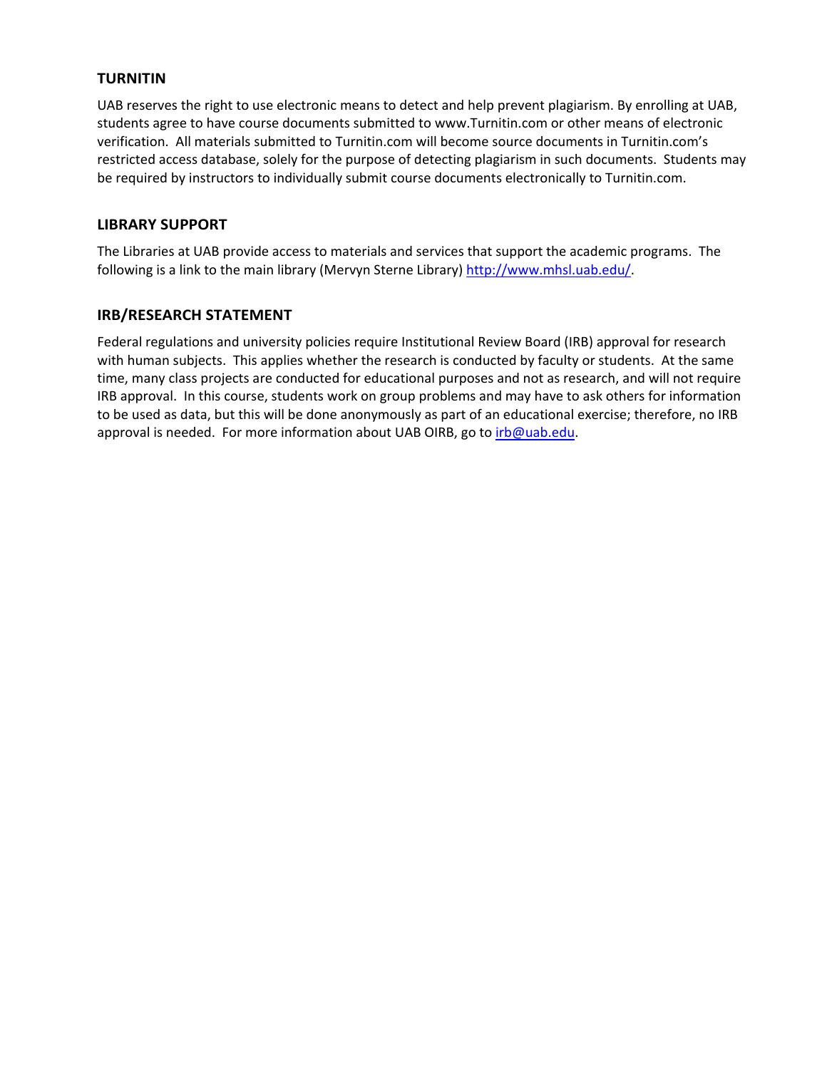## TURNITIN

UAB reserves the right to use electronic means to detect and help prevent plagiarism. By enrolling at UAB, students agree to have course documents submitted to www.Turnitin.com or other means of electronic verification. All materials submitted to Turnitin.com will become source documents in Turnitin.com's restricted access database, solely for the purpose of detecting plagiarism in such documents. Students may be required by instructors to individually submit course documents electronically to Turnitin.com.

## LIBRARY SUPPORT

The Libraries at UAB provide access to materials and services that support the academic programs. The following is a link to the main library (Mervyn Sterne Library) [http://www.mhsl.uab.edu/](http://www.mhsl.uab.edu/).

## IRB/RESEARCH STATEMENT

Federal regulations and university policies require Institutional Review Board (IRB) approval for research with human subjects. This applies whether the research is conducted by faculty or students. At the same time, many class projects are conducted for educational purposes and not as research, and will not require IRB approval. In this course, students work on group problems and may have to ask others for information to be used as data, but this will be done anonymously as part of an educational exercise; therefore, no IRB approval is needed. For more information about UAB OIRB, go to [irb@uab.edu](mailto:irb@uab.edu).